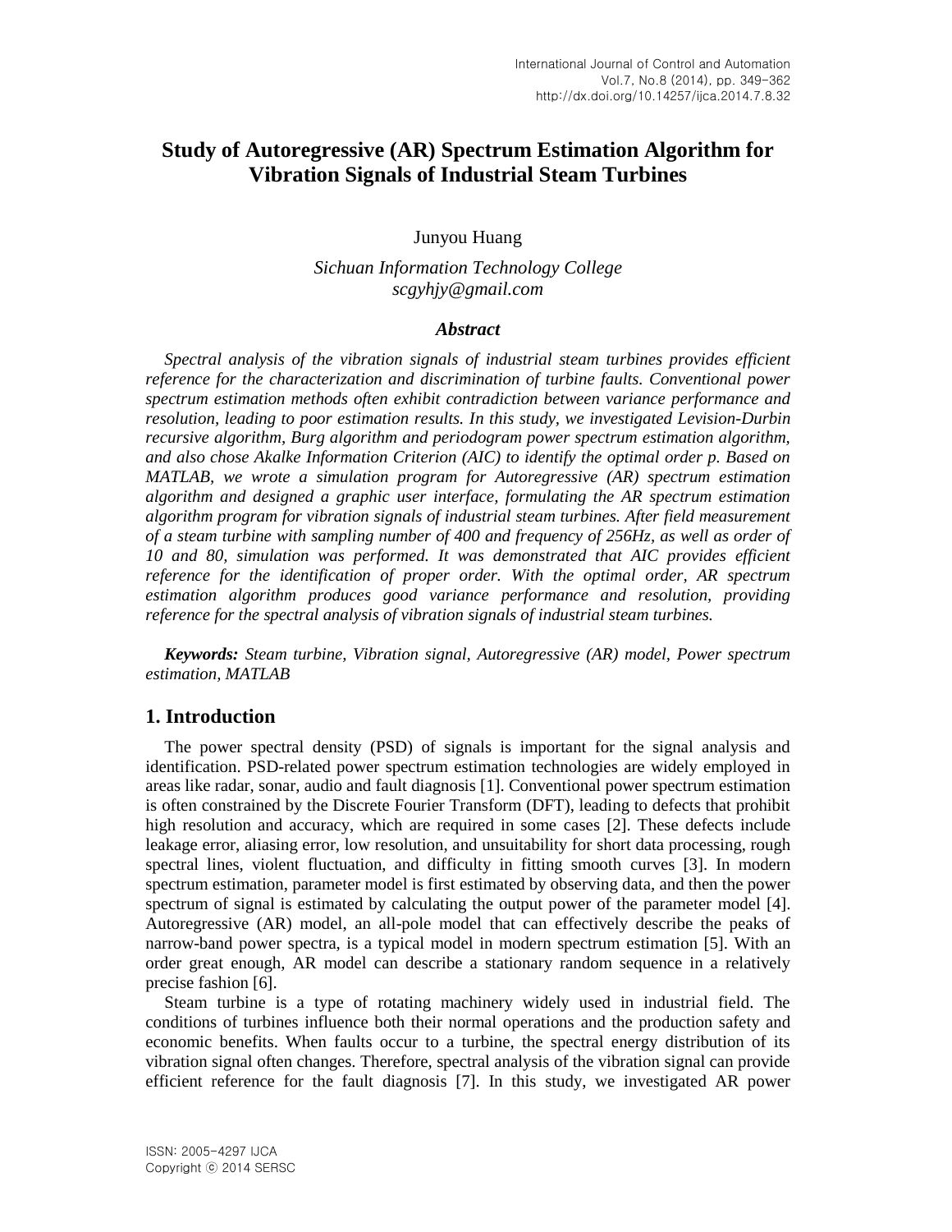# Study of Autoregressive (AR) Spectrum Estimation Algorithm for Vibration Signals of Industrial Steam Turbines

Junyou Huang

*Sichuan Information Technology College*
*scgyhjy@gmail.com*

### *Abstract*

*Spectral analysis of the vibration signals of industrial steam turbines provides efficient reference for the characterization and discrimination of turbine faults. Conventional power spectrum estimation methods often exhibit contradiction between variance performance and resolution, leading to poor estimation results. In this study, we investigated Levision-Durbin recursive algorithm, Burg algorithm and periodogram power spectrum estimation algorithm, and also chose Akalke Information Criterion (AIC) to identify the optimal order p. Based on MATLAB, we wrote a simulation program for Autoregressive (AR) spectrum estimation algorithm and designed a graphic user interface, formulating the AR spectrum estimation algorithm program for vibration signals of industrial steam turbines. After field measurement of a steam turbine with sampling number of 400 and frequency of 256Hz, as well as order of 10 and 80, simulation was performed. It was demonstrated that AIC provides efficient reference for the identification of proper order. With the optimal order, AR spectrum estimation algorithm produces good variance performance and resolution, providing reference for the spectral analysis of vibration signals of industrial steam turbines.*

***Keywords:*** *Steam turbine, Vibration signal, Autoregressive (AR) model, Power spectrum estimation, MATLAB*

## 1. Introduction

The power spectral density (PSD) of signals is important for the signal analysis and identification. PSD-related power spectrum estimation technologies are widely employed in areas like radar, sonar, audio and fault diagnosis [1]. Conventional power spectrum estimation is often constrained by the Discrete Fourier Transform (DFT), leading to defects that prohibit high resolution and accuracy, which are required in some cases [2]. These defects include leakage error, aliasing error, low resolution, and unsuitability for short data processing, rough spectral lines, violent fluctuation, and difficulty in fitting smooth curves [3]. In modern spectrum estimation, parameter model is first estimated by observing data, and then the power spectrum of signal is estimated by calculating the output power of the parameter model [4]. Autoregressive (AR) model, an all-pole model that can effectively describe the peaks of narrow-band power spectra, is a typical model in modern spectrum estimation [5]. With an order great enough, AR model can describe a stationary random sequence in a relatively precise fashion [6].

Steam turbine is a type of rotating machinery widely used in industrial field. The conditions of turbines influence both their normal operations and the production safety and economic benefits. When faults occur to a turbine, the spectral energy distribution of its vibration signal often changes. Therefore, spectral analysis of the vibration signal can provide efficient reference for the fault diagnosis [7]. In this study, we investigated AR power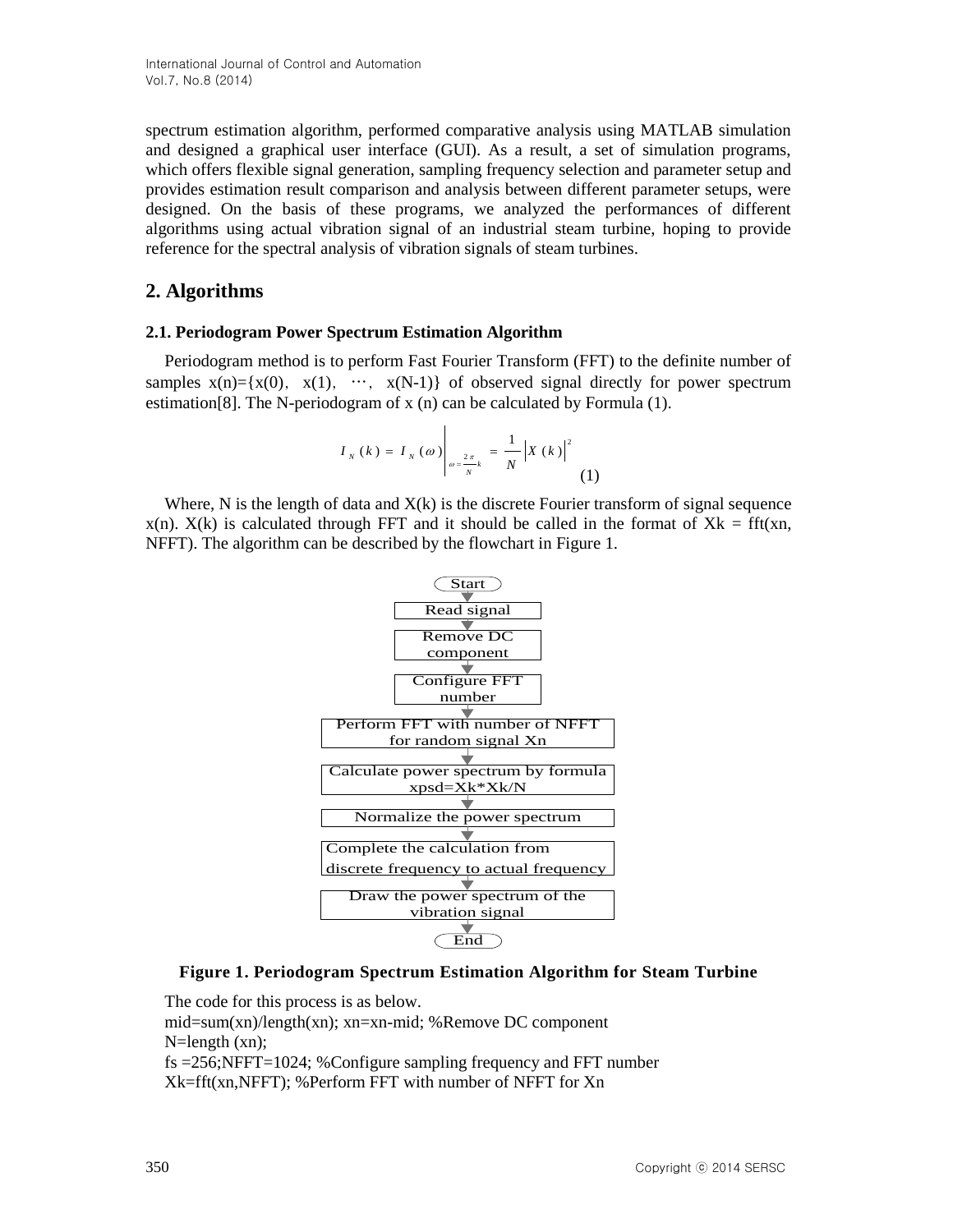spectrum estimation algorithm, performed comparative analysis using MATLAB simulation and designed a graphical user interface (GUI). As a result, a set of simulation programs, which offers flexible signal generation, sampling frequency selection and parameter setup and provides estimation result comparison and analysis between different parameter setups, were designed. On the basis of these programs, we analyzed the performances of different algorithms using actual vibration signal of an industrial steam turbine, hoping to provide reference for the spectral analysis of vibration signals of steam turbines.

## 2. Algorithms

### 2.1. Periodogram Power Spectrum Estimation Algorithm

Periodogram method is to perform Fast Fourier Transform (FFT) to the definite number of samples x(n)={x(0), x(1), ⋯, x(N-1)} of observed signal directly for power spectrum estimation[8]. The N-periodogram of x (n) can be calculated by Formula (1).

$$I_N(k) = I_N(\omega)\Big|_{\omega=\frac{2\pi}{N}k} = \frac{1}{N}\left|X(k)\right|^2 \tag{1}$$

Where, N is the length of data and X(k) is the discrete Fourier transform of signal sequence x(n). X(k) is calculated through FFT and it should be called in the format of Xk = fft(xn, NFFT). The algorithm can be described by the flowchart in Figure 1.

Start → Read signal → Remove DC component → Configure FFT number → Perform FFT with number of NFFT for random signal Xn → Calculate power spectrum by formula xpsd=Xk*Xk/N → Normalize the power spectrum → Complete the calculation from discrete frequency to actual frequency → Draw the power spectrum of the vibration signal → End

**Figure 1. Periodogram Spectrum Estimation Algorithm for Steam Turbine**

The code for this process is as below.

```
mid=sum(xn)/length(xn); xn=xn-mid; %Remove DC component
N=length (xn);
fs =256;NFFT=1024; %Configure sampling frequency and FFT number
Xk=fft(xn,NFFT); %Perform FFT with number of NFFT for Xn
```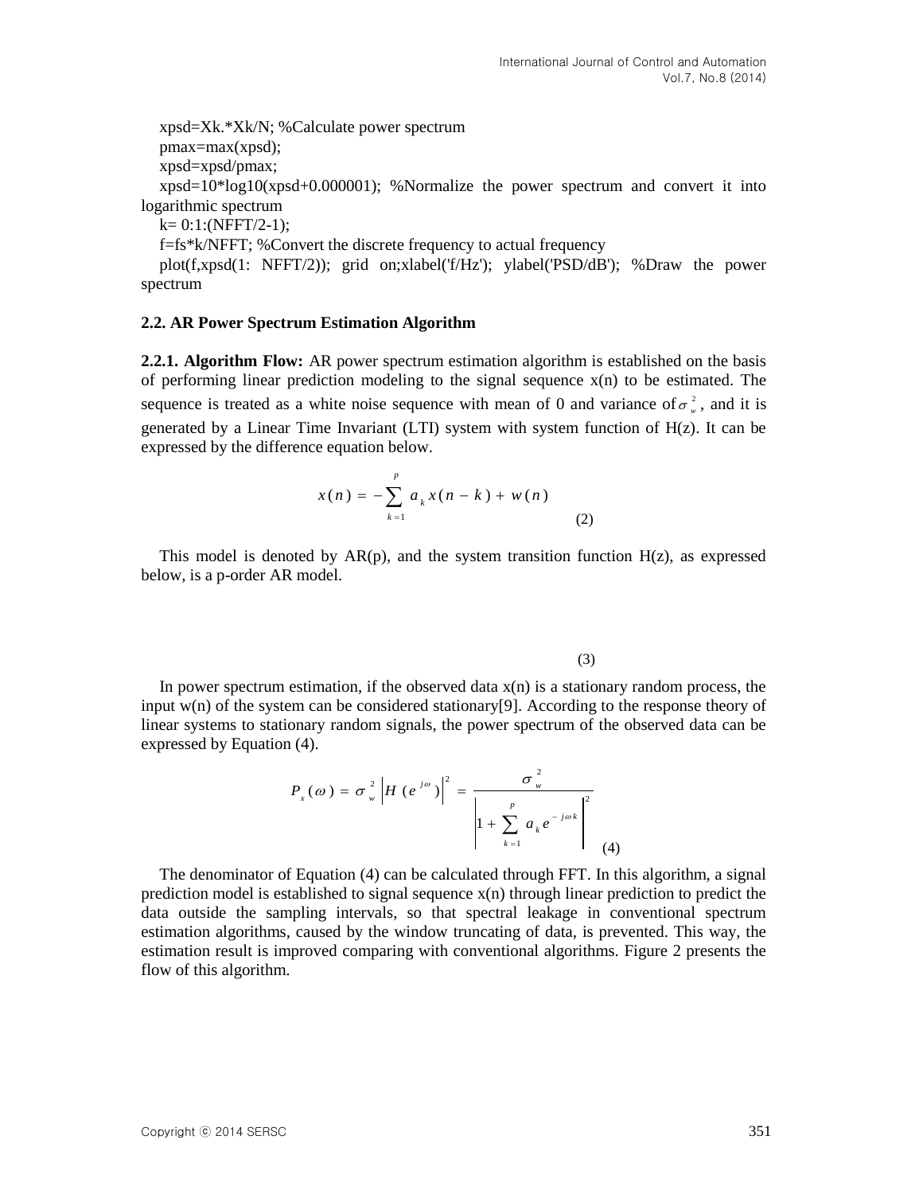```
xpsd=Xk.*Xk/N; %Calculate power spectrum
pmax=max(xpsd);
xpsd=xpsd/pmax;
xpsd=10*log10(xpsd+0.000001); %Normalize the power spectrum and convert it into logarithmic spectrum
k= 0:1:(NFFT/2-1);
f=fs*k/NFFT; %Convert the discrete frequency to actual frequency
plot(f,xpsd(1: NFFT/2)); grid on;xlabel('f/Hz'); ylabel('PSD/dB'); %Draw the power spectrum
```

### 2.2. AR Power Spectrum Estimation Algorithm

**2.2.1. Algorithm Flow:** AR power spectrum estimation algorithm is established on the basis of performing linear prediction modeling to the signal sequence x(n) to be estimated. The sequence is treated as a white noise sequence with mean of 0 and variance of $\sigma_w^2$, and it is generated by a Linear Time Invariant (LTI) system with system function of H(z). It can be expressed by the difference equation below.

$$x(n) = -\sum_{k=1}^{p} a_k x(n-k) + w(n) \tag{2}$$

This model is denoted by AR(p), and the system transition function H(z), as expressed below, is a p-order AR model.

(3)

In power spectrum estimation, if the observed data x(n) is a stationary random process, the input w(n) of the system can be considered stationary[9]. According to the response theory of linear systems to stationary random signals, the power spectrum of the observed data can be expressed by Equation (4).

$$P_x(\omega) = \sigma_w^2 \left| H(e^{j\omega}) \right|^2 = \frac{\sigma_w^2}{\left| 1 + \sum_{k=1}^{p} a_k e^{-j\omega k} \right|^2} \tag{4}$$

The denominator of Equation (4) can be calculated through FFT. In this algorithm, a signal prediction model is established to signal sequence x(n) through linear prediction to predict the data outside the sampling intervals, so that spectral leakage in conventional spectrum estimation algorithms, caused by the window truncating of data, is prevented. This way, the estimation result is improved comparing with conventional algorithms. Figure 2 presents the flow of this algorithm.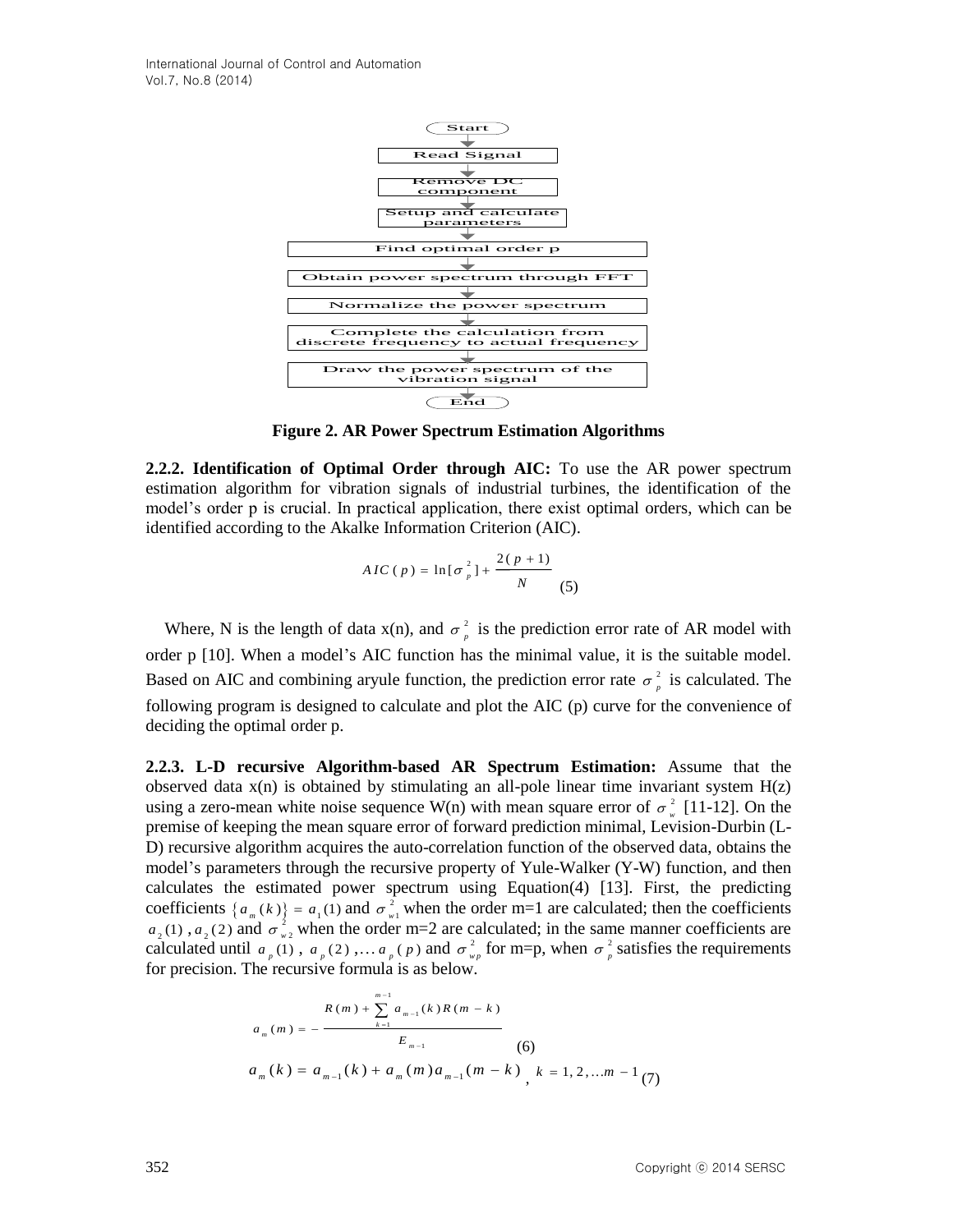Start

Read Signal

Remove DC component

Setup and calculate parameters

Find optimal order p

Obtain power spectrum through FFT

Normalize the power spectrum

Complete the calculation from discrete frequency to actual frequency

Draw the power spectrum of the vibration signal

End

**Figure 2. AR Power Spectrum Estimation Algorithms**

**2.2.2. Identification of Optimal Order through AIC:** To use the AR power spectrum estimation algorithm for vibration signals of industrial turbines, the identification of the model's order p is crucial. In practical application, there exist optimal orders, which can be identified according to the Akalke Information Criterion (AIC).

$$AIC(p) = \ln[\sigma_p^2] + \frac{2(p+1)}{N} \quad (5)$$

Where, N is the length of data x(n), and $\sigma_p^2$ is the prediction error rate of AR model with order p [10]. When a model's AIC function has the minimal value, it is the suitable model. Based on AIC and combining aryule function, the prediction error rate $\sigma_p^2$ is calculated. The following program is designed to calculate and plot the AIC (p) curve for the convenience of deciding the optimal order p.

**2.2.3. L-D recursive Algorithm-based AR Spectrum Estimation:** Assume that the observed data x(n) is obtained by stimulating an all-pole linear time invariant system H(z) using a zero-mean white noise sequence W(n) with mean square error of $\sigma_w^2$ [11-12]. On the premise of keeping the mean square error of forward prediction minimal, Levision-Durbin (L-D) recursive algorithm acquires the auto-correlation function of the observed data, obtains the model's parameters through the recursive property of Yule-Walker (Y-W) function, and then calculates the estimated power spectrum using Equation(4) [13]. First, the predicting coefficients $\{a_m(k)\} = a_1(1)$ and $\sigma_{w1}^2$ when the order m=1 are calculated; then the coefficients $a_2(1)$, $a_2(2)$ and $\sigma_{w2}^2$ when the order m=2 are calculated; in the same manner coefficients are calculated until $a_p(1)$, $a_p(2)$, ... $a_p(p)$ and $\sigma_{wp}^2$ for m=p, when $\sigma_p^2$ satisfies the requirements for precision. The recursive formula is as below.

$$a_m(m) = -\frac{R(m) + \sum_{k=1}^{m-1} a_{m-1}(k) R(m-k)}{E_{m-1}} \quad (6)$$

$$a_m(k) = a_{m-1}(k) + a_m(m) a_{m-1}(m-k), \quad k = 1, 2, \ldots m-1 \quad (7)$$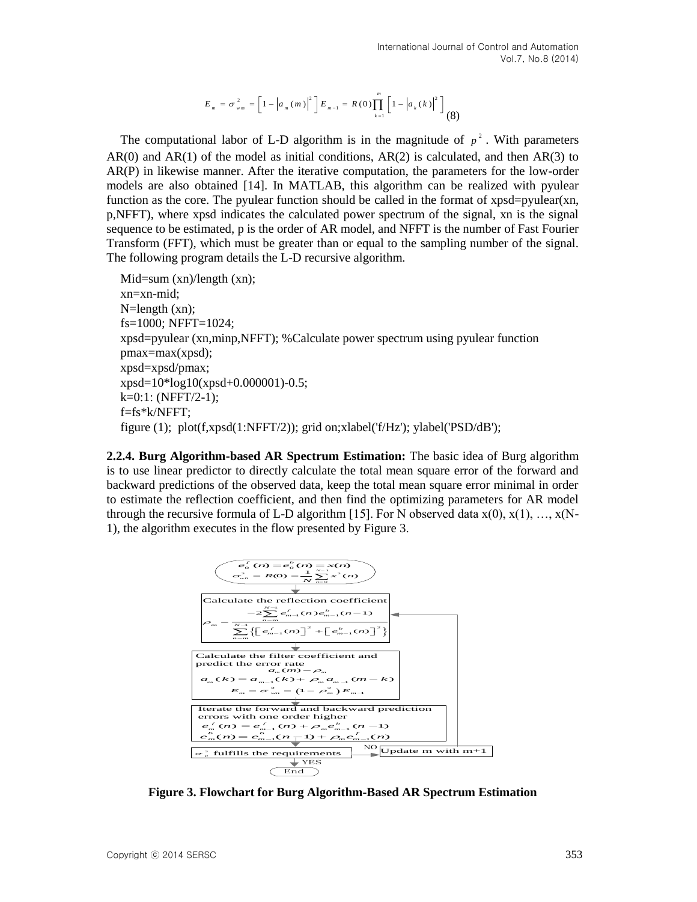$$E_m = \sigma_{wm}^2 = \left[1 - |a_m(m)|^2\right] E_{m-1} = R(0)\prod_{k=1}^{m}\left[1 - |a_k(k)|^2\right] \quad (8)$$

The computational labor of L-D algorithm is in the magnitude of $p^2$. With parameters AR(0) and AR(1) of the model as initial conditions, AR(2) is calculated, and then AR(3) to AR(P) in likewise manner. After the iterative computation, the parameters for the low-order models are also obtained [14]. In MATLAB, this algorithm can be realized with pyulear function as the core. The pyulear function should be called in the format of xpsd=pyulear(xn, p,NFFT), where xpsd indicates the calculated power spectrum of the signal, xn is the signal sequence to be estimated, p is the order of AR model, and NFFT is the number of Fast Fourier Transform (FFT), which must be greater than or equal to the sampling number of the signal. The following program details the L-D recursive algorithm.

```
Mid=sum (xn)/length (xn);
xn=xn-mid;
N=length (xn);
fs=1000; NFFT=1024;
xpsd=pyulear (xn,minp,NFFT); %Calculate power spectrum using pyulear function
pmax=max(xpsd);
xpsd=xpsd/pmax;
xpsd=10*log10(xpsd+0.000001)-0.5;
k=0:1: (NFFT/2-1);
f=fs*k/NFFT;
figure (1);  plot(f,xpsd(1:NFFT/2)); grid on;xlabel('f/Hz'); ylabel('PSD/dB');
```

**2.2.4. Burg Algorithm-based AR Spectrum Estimation:** The basic idea of Burg algorithm is to use linear predictor to directly calculate the total mean square error of the forward and backward predictions of the observed data, keep the total mean square error minimal in order to estimate the reflection coefficient, and then find the optimizing parameters for AR model through the recursive formula of L-D algorithm [15]. For N observed data x(0), x(1), …, x(N-1), the algorithm executes in the flow presented by Figure 3.

$e_0^f(n) = e_0^b(n) = x(n)$

$\sigma_{w0}^2 = R(0) = \frac{1}{N}\sum_{n=0}^{N-1} x^2(n)$

Calculate the reflection coefficient

$$\rho_m = \frac{-2\sum_{n=m}^{N-1} e_{m-1}^f(n)e_{m-1}^b(n-1)}{\sum_{n=m}^{N-1}\left\{\left[e_{m-1}^f(m)\right]^2 + \left[e_{m-1}^b(n)\right]^2\right\}}$$

Calculate the filter coefficient and predict the error rate

$a_m(m) = \rho_m$

$a_m(k) = a_{m-1}(k) + \rho_m a_{m-1}(m-k)$

$E_m = \sigma_{wm}^2 = (1-\rho_m^2)E_{m-1}$

Iterate the forward and backward prediction errors with one order higher

$e_m^f(n) = e_{m-1}^f(n) + \rho_m e_{m-1}^b(n-1)$

$e_m^b(n) = e_{m-1}^b(n-1) + \rho_m e_{m-1}^f(n)$

$\sigma_p^2$ fulfills the requirements — NO: Update m with m+1; YES: End

**Figure 3. Flowchart for Burg Algorithm-Based AR Spectrum Estimation**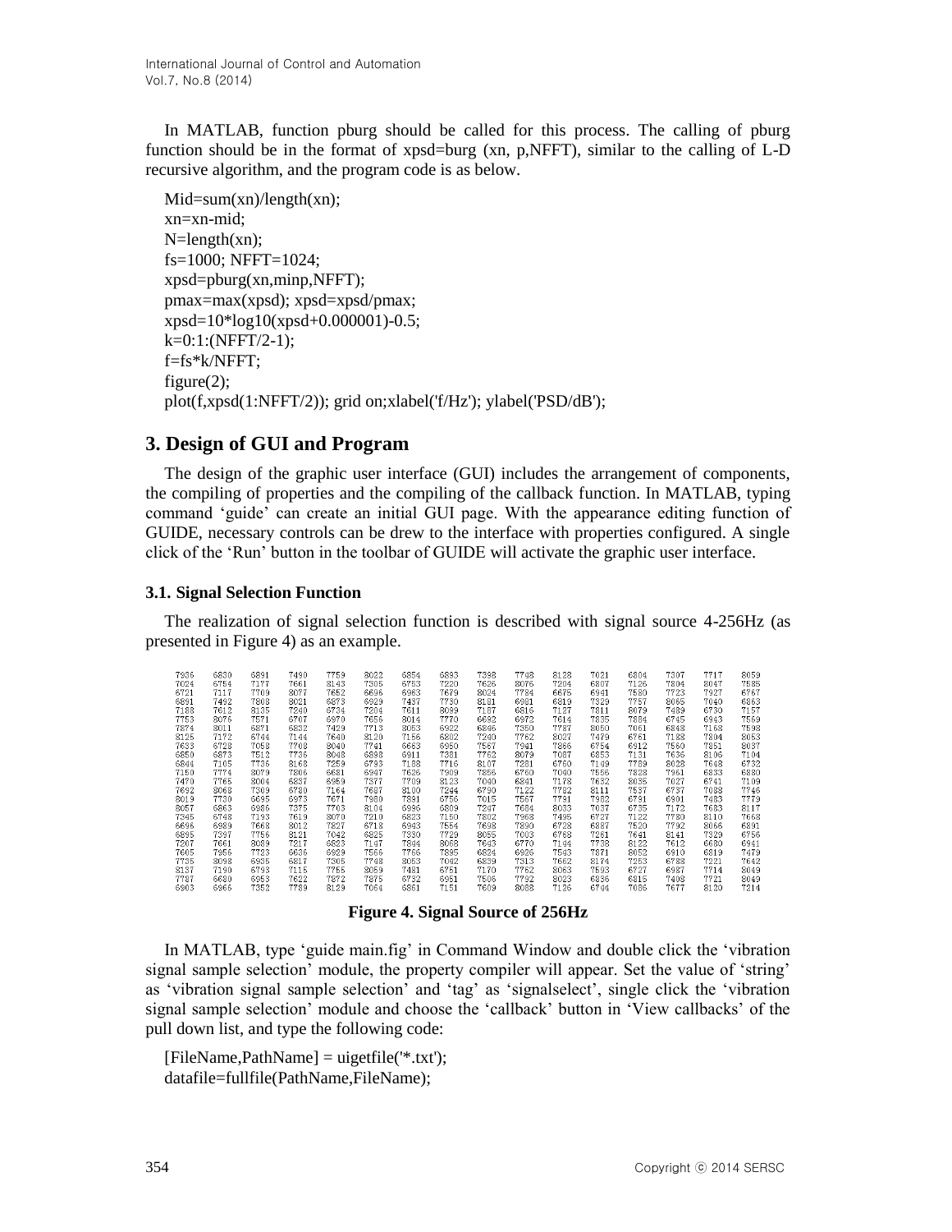In MATLAB, function pburg should be called for this process. The calling of pburg function should be in the format of xpsd=burg (xn, p,NFFT), similar to the calling of L-D recursive algorithm, and the program code is as below.

```
Mid=sum(xn)/length(xn);
xn=xn-mid;
N=length(xn);
fs=1000; NFFT=1024;
xpsd=pburg(xn,minp,NFFT);
pmax=max(xpsd); xpsd=xpsd/pmax;
xpsd=10*log10(xpsd+0.000001)-0.5;
k=0:1:(NFFT/2-1);
f=fs*k/NFFT;
figure(2);
plot(f,xpsd(1:NFFT/2)); grid on;xlabel('f/Hz'); ylabel('PSD/dB');
```

## 3. Design of GUI and Program

The design of the graphic user interface (GUI) includes the arrangement of components, the compiling of properties and the compiling of the callback function. In MATLAB, typing command 'guide' can create an initial GUI page. With the appearance editing function of GUIDE, necessary controls can be drew to the interface with properties configured. A single click of the 'Run' button in the toolbar of GUIDE will activate the graphic user interface.

### 3.1. Signal Selection Function

The realization of signal selection function is described with signal source 4-256Hz (as presented in Figure 4) as an example.

| 7936 | 6830 | 6891 | 7490 | 7759 | 8022 | 6854 | 6893 | 7398 | 7748 | 8128 | 7021 | 6804 | 7307 | 7717 | 8059 |
|---|---|---|---|---|---|---|---|---|---|---|---|---|---|---|---|
| 7024 | 6754 | 7177 | 7661 | 8143 | 7305 | 6753 | 7220 | 7626 | 8076 | 7204 | 6807 | 7126 | 7804 | 8047 | 7585 |
| 6721 | 7117 | 7709 | 8077 | 7652 | 6696 | 6963 | 7679 | 8024 | 7784 | 6675 | 6941 | 7580 | 7723 | 7927 | 6767 |
| 6891 | 7492 | 7808 | 8021 | 6873 | 6929 | 7457 | 7730 | 8181 | 6981 | 6819 | 7329 | 7757 | 8065 | 7040 | 6863 |
| 7188 | 7612 | 8135 | 7240 | 6734 | 7204 | 7611 | 8099 | 7187 | 6816 | 7127 | 7811 | 8079 | 7489 | 6730 | 7157 |
| 7753 | 8076 | 7571 | 6707 | 6970 | 7656 | 8014 | 7770 | 6692 | 6972 | 7614 | 7835 | 7884 | 6745 | 6943 | 7569 |
| 7874 | 8011 | 6871 | 6832 | 7429 | 7713 | 8053 | 6922 | 6896 | 7350 | 7787 | 8050 | 7061 | 6848 | 7168 | 7598 |
| 8125 | 7172 | 6744 | 7144 | 7640 | 8120 | 7156 | 6802 | 7240 | 7762 | 8027 | 7479 | 6761 | 7188 | 7804 | 8053 |
| 7633 | 6728 | 7058 | 7708 | 8040 | 7741 | 6663 | 6950 | 7567 | 7941 | 7366 | 6754 | 6912 | 7560 | 7851 | 8037 |
| 6850 | 6873 | 7512 | 7736 | 8048 | 6898 | 6911 | 7381 | 7762 | 8079 | 7087 | 6853 | 7131 | 7636 | 8106 | 7104 |
| 6844 | 7105 | 7736 | 8168 | 7259 | 6793 | 7188 | 7716 | 8107 | 7281 | 6760 | 7149 | 7789 | 8028 | 7648 | 6732 |
| 7150 | 7774 | 8079 | 7806 | 6681 | 6947 | 7626 | 7909 | 7856 | 6760 | 7040 | 7556 | 7828 | 7961 | 6833 | 6880 |
| 7470 | 7765 | 8004 | 6837 | 6959 | 7377 | 7709 | 8123 | 7040 | 6841 | 7178 | 7632 | 8035 | 7027 | 6741 | 7109 |
| 7692 | 8068 | 7309 | 6780 | 7164 | 7687 | 8100 | 7244 | 6790 | 7122 | 7782 | 8111 | 7537 | 6737 | 7088 | 7746 |
| 8019 | 7730 | 6695 | 6973 | 7671 | 7980 | 7891 | 6756 | 7015 | 7567 | 7781 | 7982 | 6791 | 6901 | 7483 | 7779 |
| 8057 | 6863 | 6986 | 7375 | 7703 | 8104 | 6996 | 6809 | 7247 | 7684 | 8033 | 7037 | 6735 | 7172 | 7683 | 8117 |
| 7345 | 6748 | 7193 | 7619 | 8070 | 7210 | 6823 | 7150 | 7802 | 7968 | 7495 | 6727 | 7122 | 7780 | 8110 | 7663 |
| 6696 | 6989 | 7668 | 8012 | 7327 | 6718 | 6943 | 7554 | 7698 | 7890 | 6728 | 6887 | 7520 | 7792 | 8066 | 6891 |
| 6895 | 7397 | 7756 | 8121 | 7042 | 6825 | 7330 | 7729 | 8055 | 7003 | 6768 | 7261 | 7641 | 8141 | 7329 | 6756 |
| 7207 | 7661 | 8089 | 7217 | 6823 | 7147 | 7844 | 8068 | 7643 | 6770 | 7194 | 7738 | 8122 | 7612 | 6680 | 6941 |
| 7605 | 7956 | 7723 | 6636 | 6929 | 7566 | 7766 | 7895 | 6824 | 6926 | 7543 | 7871 | 8052 | 6910 | 6819 | 7479 |
| 7735 | 8098 | 6935 | 6817 | 7305 | 7748 | 8063 | 7042 | 6839 | 7313 | 7662 | 8174 | 7253 | 6788 | 7321 | 7642 |
| 8137 | 7190 | 6793 | 7115 | 7755 | 8059 | 7481 | 6751 | 7170 | 7762 | 8063 | 7593 | 6727 | 6987 | 7714 | 8049 |
| 7787 | 6680 | 6953 | 7622 | 7872 | 7875 | 6732 | 6951 | 7506 | 7792 | 8023 | 6836 | 6815 | 7408 | 7721 | 8049 |
| 6903 | 6966 | 7352 | 7789 | 8129 | 7064 | 6861 | 7151 | 7609 | 8088 | 7126 | 6794 | 7086 | 7677 | 8120 | 7214 |

**Figure 4. Signal Source of 256Hz**

In MATLAB, type 'guide main.fig' in Command Window and double click the 'vibration signal sample selection' module, the property compiler will appear. Set the value of 'string' as 'vibration signal sample selection' and 'tag' as 'signalselect', single click the 'vibration signal sample selection' module and choose the 'callback' button in 'View callbacks' of the pull down list, and type the following code:

```
[FileName,PathName] = uigetfile('*.txt');
datafile=fullfile(PathName,FileName);
```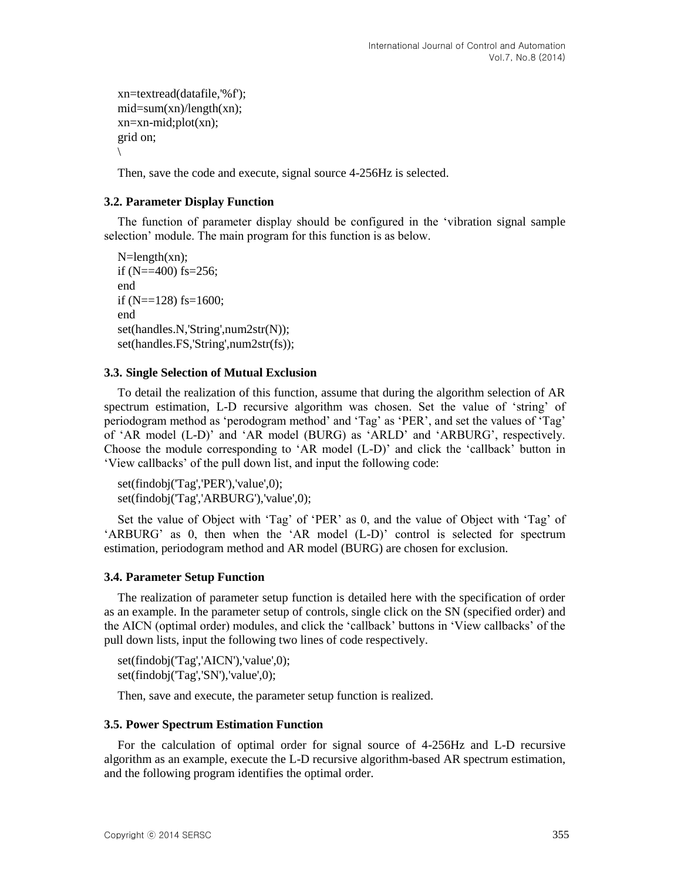```
xn=textread(datafile,'%f');
mid=sum(xn)/length(xn);
xn=xn-mid;plot(xn);
grid on;
\
```

Then, save the code and execute, signal source 4-256Hz is selected.

### 3.2. Parameter Display Function

The function of parameter display should be configured in the 'vibration signal sample selection' module. The main program for this function is as below.

```
N=length(xn);
if (N==400) fs=256;
end
if (N==128) fs=1600;
end
set(handles.N,'String',num2str(N));
set(handles.FS,'String',num2str(fs));
```

### 3.3. Single Selection of Mutual Exclusion

To detail the realization of this function, assume that during the algorithm selection of AR spectrum estimation, L-D recursive algorithm was chosen. Set the value of 'string' of periodogram method as 'perodogram method' and 'Tag' as 'PER', and set the values of 'Tag' of 'AR model (L-D)' and 'AR model (BURG) as 'ARLD' and 'ARBURG', respectively. Choose the module corresponding to 'AR model (L-D)' and click the 'callback' button in 'View callbacks' of the pull down list, and input the following code:

```
set(findobj('Tag','PER'),'value',0);
set(findobj('Tag','ARBURG'),'value',0);
```

Set the value of Object with 'Tag' of 'PER' as 0, and the value of Object with 'Tag' of 'ARBURG' as 0, then when the 'AR model (L-D)' control is selected for spectrum estimation, periodogram method and AR model (BURG) are chosen for exclusion.

### 3.4. Parameter Setup Function

The realization of parameter setup function is detailed here with the specification of order as an example. In the parameter setup of controls, single click on the SN (specified order) and the AICN (optimal order) modules, and click the 'callback' buttons in 'View callbacks' of the pull down lists, input the following two lines of code respectively.

```
set(findobj('Tag','AICN'),'value',0);
set(findobj('Tag','SN'),'value',0);
```

Then, save and execute, the parameter setup function is realized.

### 3.5. Power Spectrum Estimation Function

For the calculation of optimal order for signal source of 4-256Hz and L-D recursive algorithm as an example, execute the L-D recursive algorithm-based AR spectrum estimation, and the following program identifies the optimal order.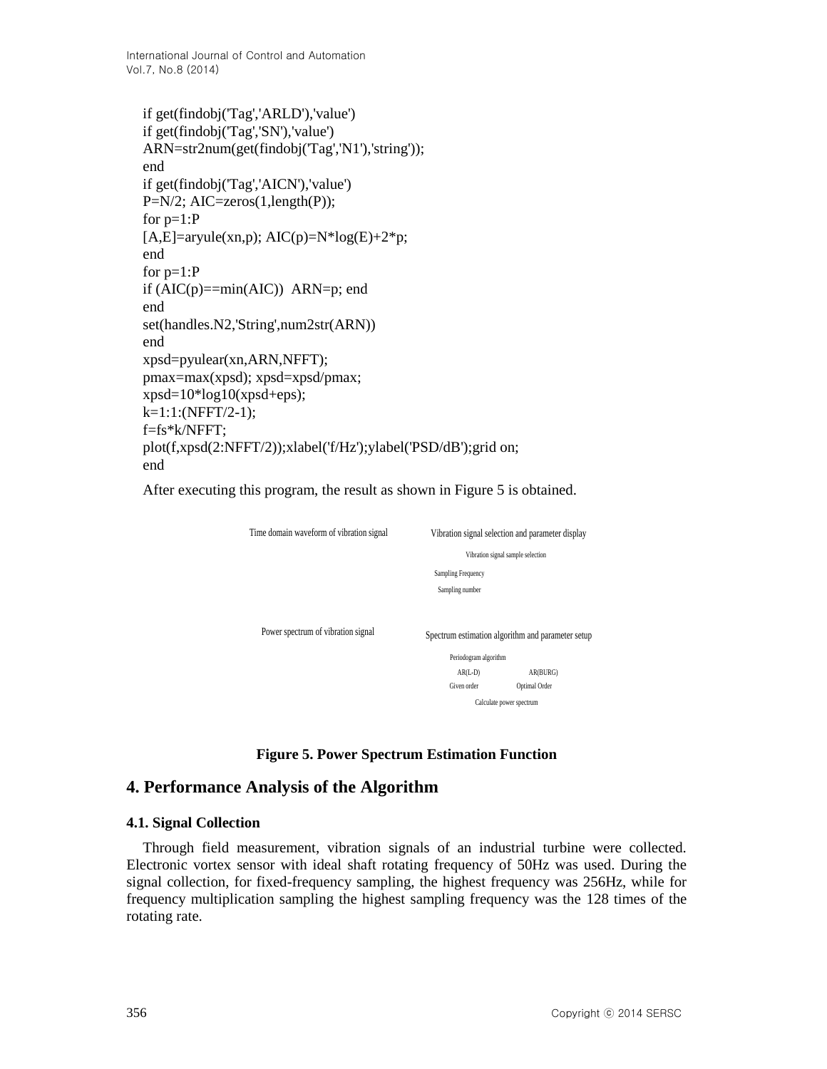```
if get(findobj('Tag','ARLD'),'value')
if get(findobj('Tag','SN'),'value')
ARN=str2num(get(findobj('Tag','N1'),'string'));
end
if get(findobj('Tag','AICN'),'value')
P=N/2; AIC=zeros(1,length(P));
for p=1:P
[A,E]=aryule(xn,p); AIC(p)=N*log(E)+2*p;
end
for p=1:P
if (AIC(p)==min(AIC))  ARN=p; end
end
set(handles.N2,'String',num2str(ARN))
end
xpsd=pyulear(xn,ARN,NFFT);
pmax=max(xpsd); xpsd=xpsd/pmax;
xpsd=10*log10(xpsd+eps);
k=1:1:(NFFT/2-1);
f=fs*k/NFFT;
plot(f,xpsd(2:NFFT/2));xlabel('f/Hz');ylabel('PSD/dB');grid on;
end
```

After executing this program, the result as shown in Figure 5 is obtained.

Time domain waveform of vibration signal

Vibration signal selection and parameter display

Vibration signal sample selection

Sampling Frequency

Sampling number

Power spectrum of vibration signal

Spectrum estimation algorithm and parameter setup

Periodogram algorithm

AR(L-D) AR(BURG)

Given order Optimal Order

Calculate power spectrum

**Figure 5. Power Spectrum Estimation Function**

## 4. Performance Analysis of the Algorithm

### 4.1. Signal Collection

Through field measurement, vibration signals of an industrial turbine were collected. Electronic vortex sensor with ideal shaft rotating frequency of 50Hz was used. During the signal collection, for fixed-frequency sampling, the highest frequency was 256Hz, while for frequency multiplication sampling the highest sampling frequency was the 128 times of the rotating rate.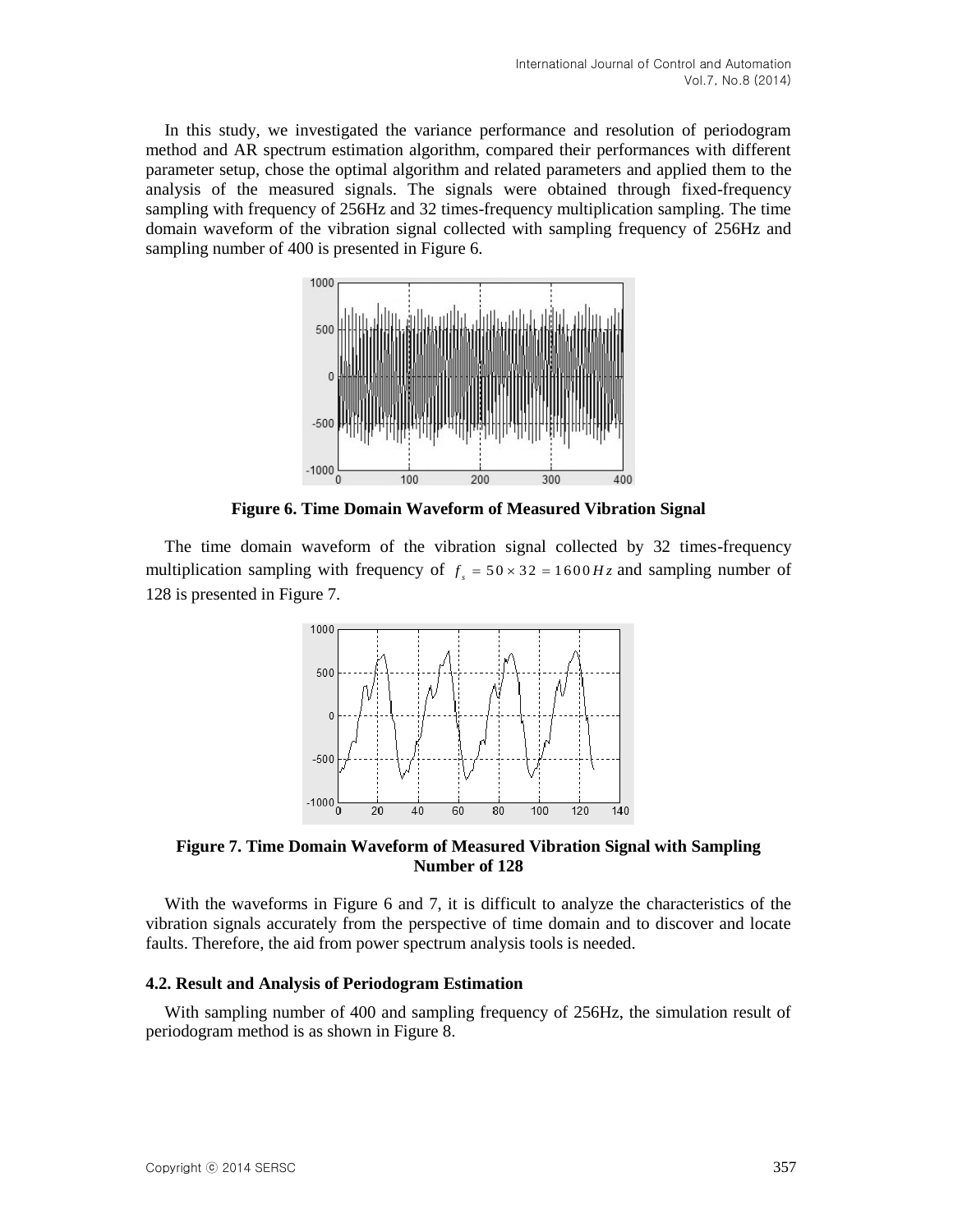In this study, we investigated the variance performance and resolution of periodogram method and AR spectrum estimation algorithm, compared their performances with different parameter setup, chose the optimal algorithm and related parameters and applied them to the analysis of the measured signals. The signals were obtained through fixed-frequency sampling with frequency of 256Hz and 32 times-frequency multiplication sampling. The time domain waveform of the vibration signal collected with sampling frequency of 256Hz and sampling number of 400 is presented in Figure 6.

**Figure 6. Time Domain Waveform of Measured Vibration Signal**

The time domain waveform of the vibration signal collected by 32 times-frequency multiplication sampling with frequency of $f_s = 50 \times 32 = 1600Hz$ and sampling number of 128 is presented in Figure 7.

**Figure 7. Time Domain Waveform of Measured Vibration Signal with Sampling Number of 128**

With the waveforms in Figure 6 and 7, it is difficult to analyze the characteristics of the vibration signals accurately from the perspective of time domain and to discover and locate faults. Therefore, the aid from power spectrum analysis tools is needed.

### 4.2. Result and Analysis of Periodogram Estimation

With sampling number of 400 and sampling frequency of 256Hz, the simulation result of periodogram method is as shown in Figure 8.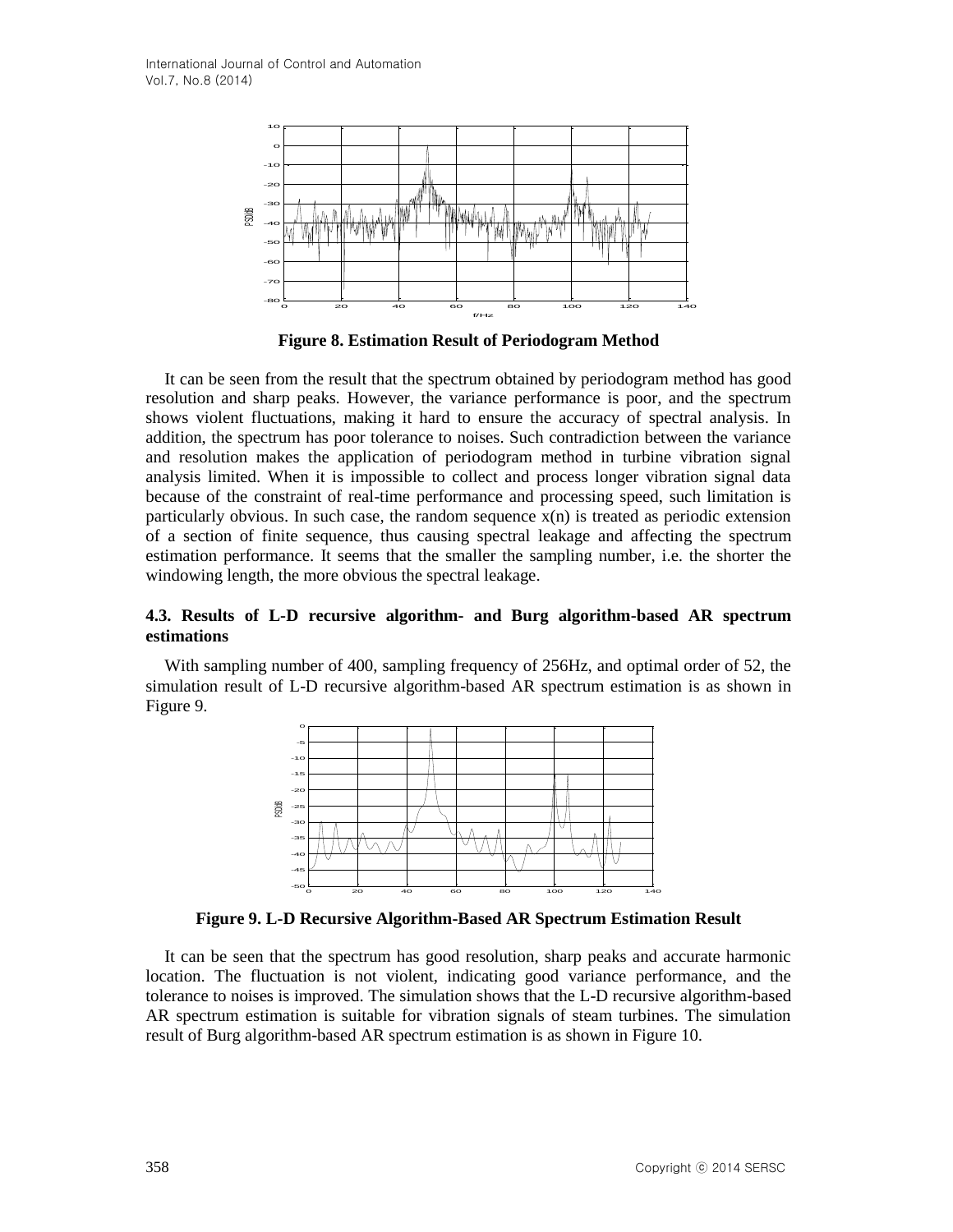Figure 8. Estimation Result of Periodogram Method

It can be seen from the result that the spectrum obtained by periodogram method has good resolution and sharp peaks. However, the variance performance is poor, and the spectrum shows violent fluctuations, making it hard to ensure the accuracy of spectral analysis. In addition, the spectrum has poor tolerance to noises. Such contradiction between the variance and resolution makes the application of periodogram method in turbine vibration signal analysis limited. When it is impossible to collect and process longer vibration signal data because of the constraint of real-time performance and processing speed, such limitation is particularly obvious. In such case, the random sequence $x(n)$ is treated as periodic extension of a section of finite sequence, thus causing spectral leakage and affecting the spectrum estimation performance. It seems that the smaller the sampling number, i.e. the shorter the windowing length, the more obvious the spectral leakage.

### 4.3. Results of L-D recursive algorithm- and Burg algorithm-based AR spectrum estimations

With sampling number of 400, sampling frequency of 256Hz, and optimal order of 52, the simulation result of L-D recursive algorithm-based AR spectrum estimation is as shown in Figure 9.

Figure 9. L-D Recursive Algorithm-Based AR Spectrum Estimation Result

It can be seen that the spectrum has good resolution, sharp peaks and accurate harmonic location. The fluctuation is not violent, indicating good variance performance, and the tolerance to noises is improved. The simulation shows that the L-D recursive algorithm-based AR spectrum estimation is suitable for vibration signals of steam turbines. The simulation result of Burg algorithm-based AR spectrum estimation is as shown in Figure 10.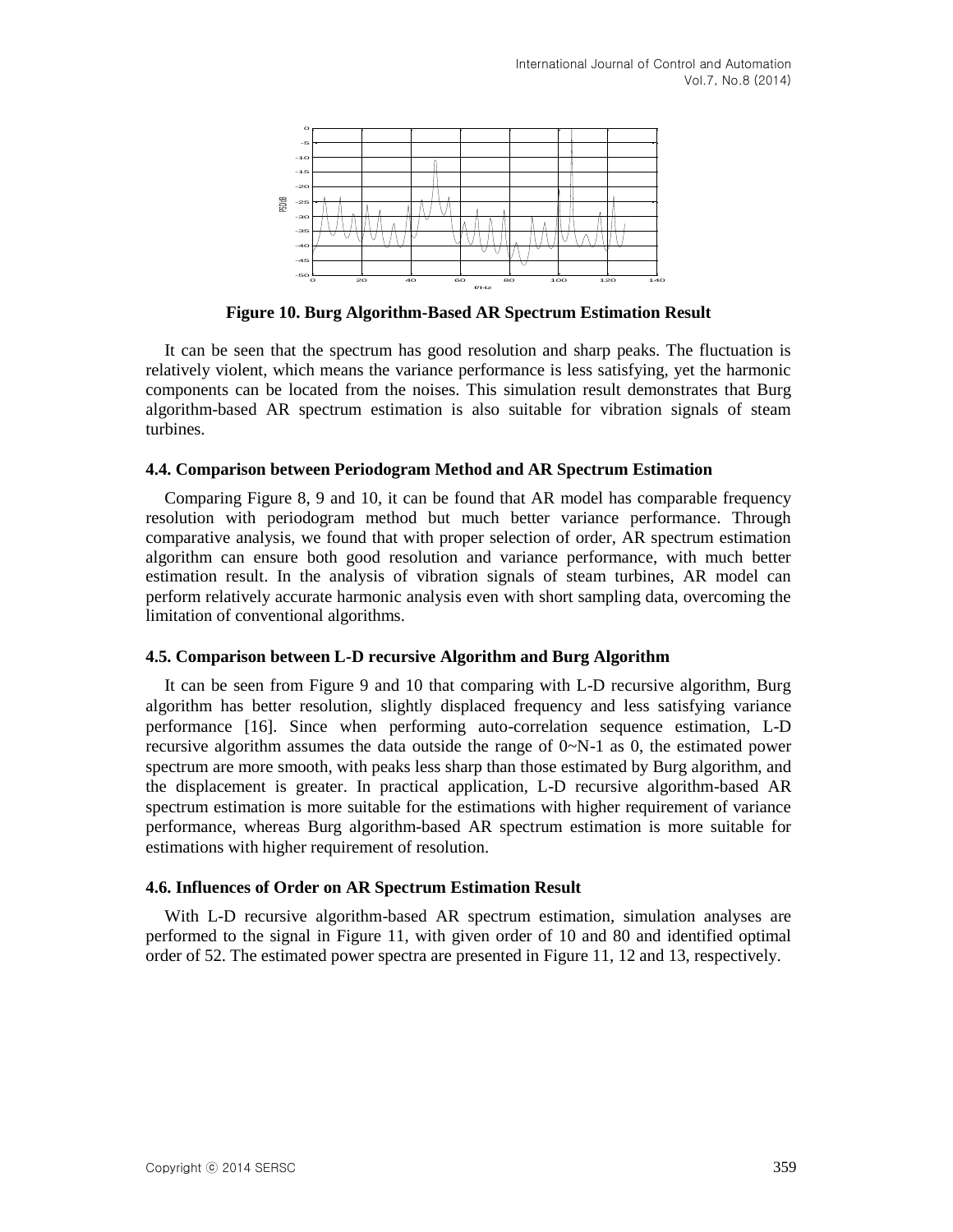Figure 10. Burg Algorithm-Based AR Spectrum Estimation Result

It can be seen that the spectrum has good resolution and sharp peaks. The fluctuation is relatively violent, which means the variance performance is less satisfying, yet the harmonic components can be located from the noises. This simulation result demonstrates that Burg algorithm-based AR spectrum estimation is also suitable for vibration signals of steam turbines.

### 4.4. Comparison between Periodogram Method and AR Spectrum Estimation

Comparing Figure 8, 9 and 10, it can be found that AR model has comparable frequency resolution with periodogram method but much better variance performance. Through comparative analysis, we found that with proper selection of order, AR spectrum estimation algorithm can ensure both good resolution and variance performance, with much better estimation result. In the analysis of vibration signals of steam turbines, AR model can perform relatively accurate harmonic analysis even with short sampling data, overcoming the limitation of conventional algorithms.

### 4.5. Comparison between L-D recursive Algorithm and Burg Algorithm

It can be seen from Figure 9 and 10 that comparing with L-D recursive algorithm, Burg algorithm has better resolution, slightly displaced frequency and less satisfying variance performance [16]. Since when performing auto-correlation sequence estimation, L-D recursive algorithm assumes the data outside the range of 0~N-1 as 0, the estimated power spectrum are more smooth, with peaks less sharp than those estimated by Burg algorithm, and the displacement is greater. In practical application, L-D recursive algorithm-based AR spectrum estimation is more suitable for the estimations with higher requirement of variance performance, whereas Burg algorithm-based AR spectrum estimation is more suitable for estimations with higher requirement of resolution.

### 4.6. Influences of Order on AR Spectrum Estimation Result

With L-D recursive algorithm-based AR spectrum estimation, simulation analyses are performed to the signal in Figure 11, with given order of 10 and 80 and identified optimal order of 52. The estimated power spectra are presented in Figure 11, 12 and 13, respectively.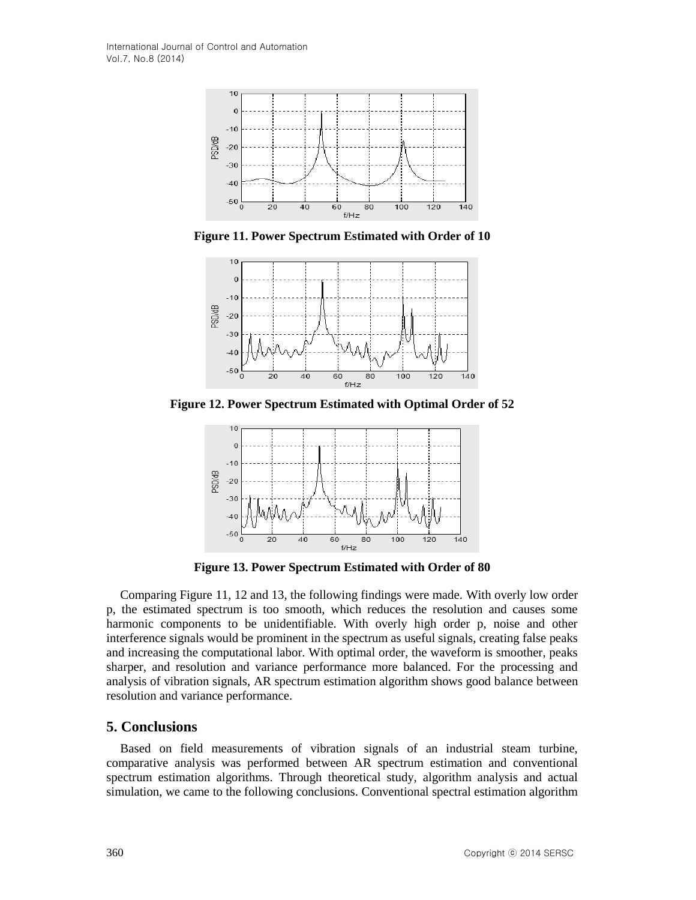**Figure 11. Power Spectrum Estimated with Order of 10**

**Figure 12. Power Spectrum Estimated with Optimal Order of 52**

**Figure 13. Power Spectrum Estimated with Order of 80**

Comparing Figure 11, 12 and 13, the following findings were made. With overly low order p, the estimated spectrum is too smooth, which reduces the resolution and causes some harmonic components to be unidentifiable. With overly high order p, noise and other interference signals would be prominent in the spectrum as useful signals, creating false peaks and increasing the computational labor. With optimal order, the waveform is smoother, peaks sharper, and resolution and variance performance more balanced. For the processing and analysis of vibration signals, AR spectrum estimation algorithm shows good balance between resolution and variance performance.

## 5. Conclusions

Based on field measurements of vibration signals of an industrial steam turbine, comparative analysis was performed between AR spectrum estimation and conventional spectrum estimation algorithms. Through theoretical study, algorithm analysis and actual simulation, we came to the following conclusions. Conventional spectral estimation algorithm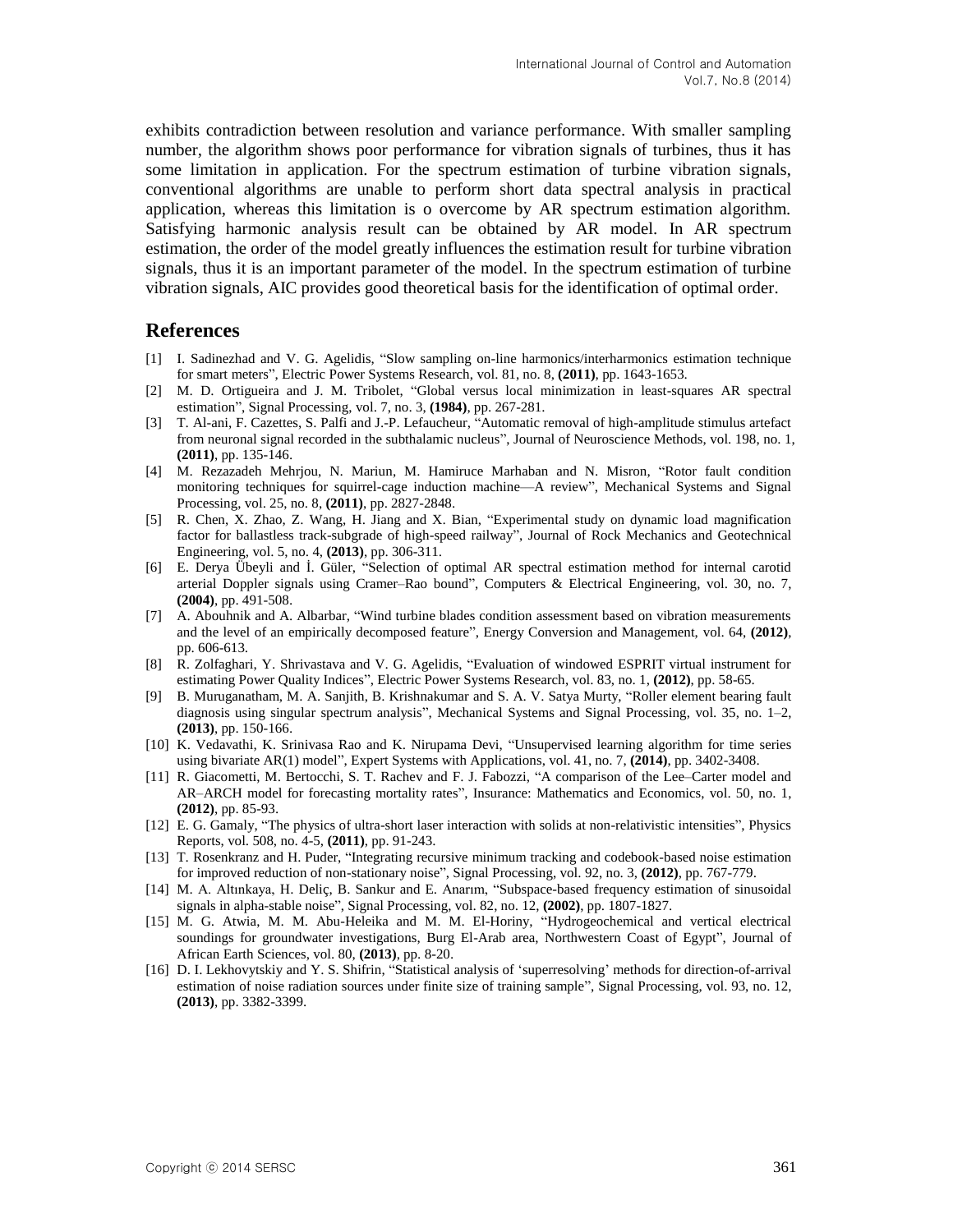exhibits contradiction between resolution and variance performance. With smaller sampling number, the algorithm shows poor performance for vibration signals of turbines, thus it has some limitation in application. For the spectrum estimation of turbine vibration signals, conventional algorithms are unable to perform short data spectral analysis in practical application, whereas this limitation is o overcome by AR spectrum estimation algorithm. Satisfying harmonic analysis result can be obtained by AR model. In AR spectrum estimation, the order of the model greatly influences the estimation result for turbine vibration signals, thus it is an important parameter of the model. In the spectrum estimation of turbine vibration signals, AIC provides good theoretical basis for the identification of optimal order.

## References

[1] I. Sadinezhad and V. G. Agelidis, "Slow sampling on-line harmonics/interharmonics estimation technique for smart meters", Electric Power Systems Research, vol. 81, no. 8, **(2011)**, pp. 1643-1653.

[2] M. D. Ortigueira and J. M. Tribolet, "Global versus local minimization in least-squares AR spectral estimation", Signal Processing, vol. 7, no. 3, **(1984)**, pp. 267-281.

[3] T. Al-ani, F. Cazettes, S. Palfi and J.-P. Lefaucheur, "Automatic removal of high-amplitude stimulus artefact from neuronal signal recorded in the subthalamic nucleus", Journal of Neuroscience Methods, vol. 198, no. 1, **(2011)**, pp. 135-146.

[4] M. Rezazadeh Mehrjou, N. Mariun, M. Hamiruce Marhaban and N. Misron, "Rotor fault condition monitoring techniques for squirrel-cage induction machine—A review", Mechanical Systems and Signal Processing, vol. 25, no. 8, **(2011)**, pp. 2827-2848.

[5] R. Chen, X. Zhao, Z. Wang, H. Jiang and X. Bian, "Experimental study on dynamic load magnification factor for ballastless track-subgrade of high-speed railway", Journal of Rock Mechanics and Geotechnical Engineering, vol. 5, no. 4, **(2013)**, pp. 306-311.

[6] E. Derya Übeyli and İ. Güler, "Selection of optimal AR spectral estimation method for internal carotid arterial Doppler signals using Cramer–Rao bound", Computers & Electrical Engineering, vol. 30, no. 7, **(2004)**, pp. 491-508.

[7] A. Abouhnik and A. Albarbar, "Wind turbine blades condition assessment based on vibration measurements and the level of an empirically decomposed feature", Energy Conversion and Management, vol. 64, **(2012)**, pp. 606-613.

[8] R. Zolfaghari, Y. Shrivastava and V. G. Agelidis, "Evaluation of windowed ESPRIT virtual instrument for estimating Power Quality Indices", Electric Power Systems Research, vol. 83, no. 1, **(2012)**, pp. 58-65.

[9] B. Muruganatham, M. A. Sanjith, B. Krishnakumar and S. A. V. Satya Murty, "Roller element bearing fault diagnosis using singular spectrum analysis", Mechanical Systems and Signal Processing, vol. 35, no. 1–2, **(2013)**, pp. 150-166.

[10] K. Vedavathi, K. Srinivasa Rao and K. Nirupama Devi, "Unsupervised learning algorithm for time series using bivariate AR(1) model", Expert Systems with Applications, vol. 41, no. 7, **(2014)**, pp. 3402-3408.

[11] R. Giacometti, M. Bertocchi, S. T. Rachev and F. J. Fabozzi, "A comparison of the Lee–Carter model and AR–ARCH model for forecasting mortality rates", Insurance: Mathematics and Economics, vol. 50, no. 1, **(2012)**, pp. 85-93.

[12] E. G. Gamaly, "The physics of ultra-short laser interaction with solids at non-relativistic intensities", Physics Reports, vol. 508, no. 4-5, **(2011)**, pp. 91-243.

[13] T. Rosenkranz and H. Puder, "Integrating recursive minimum tracking and codebook-based noise estimation for improved reduction of non-stationary noise", Signal Processing, vol. 92, no. 3, **(2012)**, pp. 767-779.

[14] M. A. Altınkaya, H. Deliç, B. Sankur and E. Anarım, "Subspace-based frequency estimation of sinusoidal signals in alpha-stable noise", Signal Processing, vol. 82, no. 12, **(2002)**, pp. 1807-1827.

[15] M. G. Atwia, M. M. Abu-Heleika and M. M. El-Horiny, "Hydrogeochemical and vertical electrical soundings for groundwater investigations, Burg El-Arab area, Northwestern Coast of Egypt", Journal of African Earth Sciences, vol. 80, **(2013)**, pp. 8-20.

[16] D. I. Lekhovytskiy and Y. S. Shifrin, "Statistical analysis of 'superresolving' methods for direction-of-arrival estimation of noise radiation sources under finite size of training sample", Signal Processing, vol. 93, no. 12, **(2013)**, pp. 3382-3399.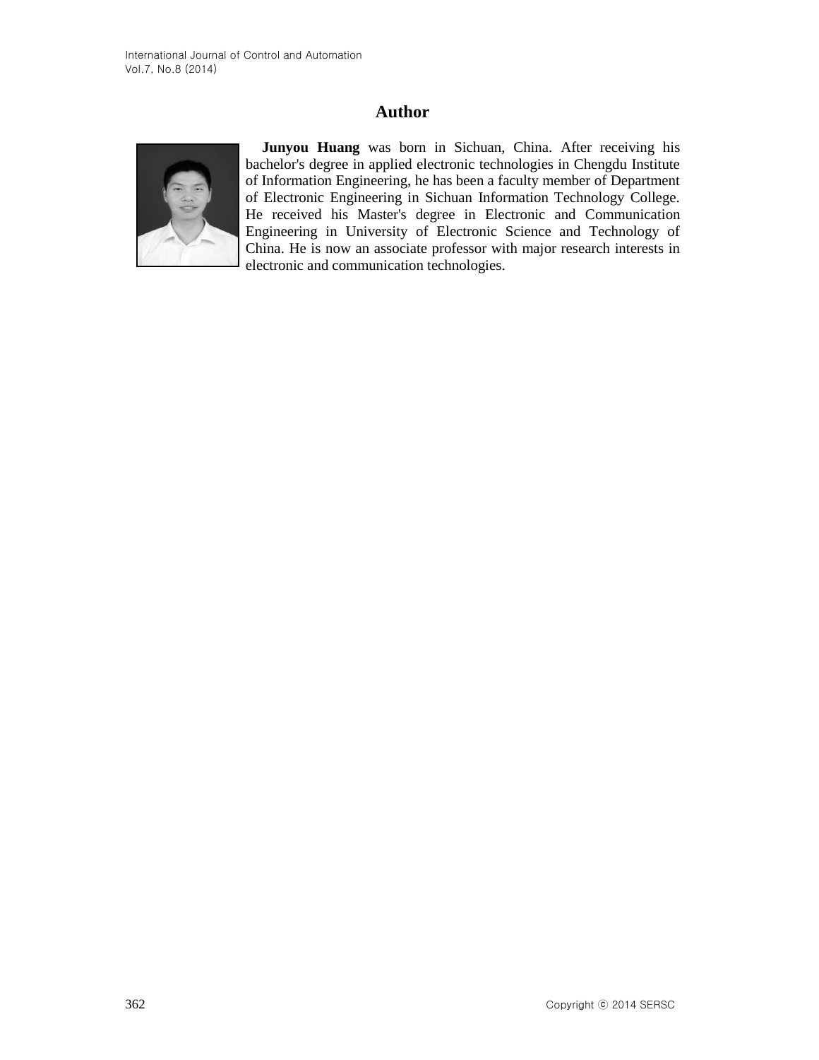# Author

**Junyou Huang** was born in Sichuan, China. After receiving his bachelor's degree in applied electronic technologies in Chengdu Institute of Information Engineering, he has been a faculty member of Department of Electronic Engineering in Sichuan Information Technology College. He received his Master's degree in Electronic and Communication Engineering in University of Electronic Science and Technology of China. He is now an associate professor with major research interests in electronic and communication technologies.